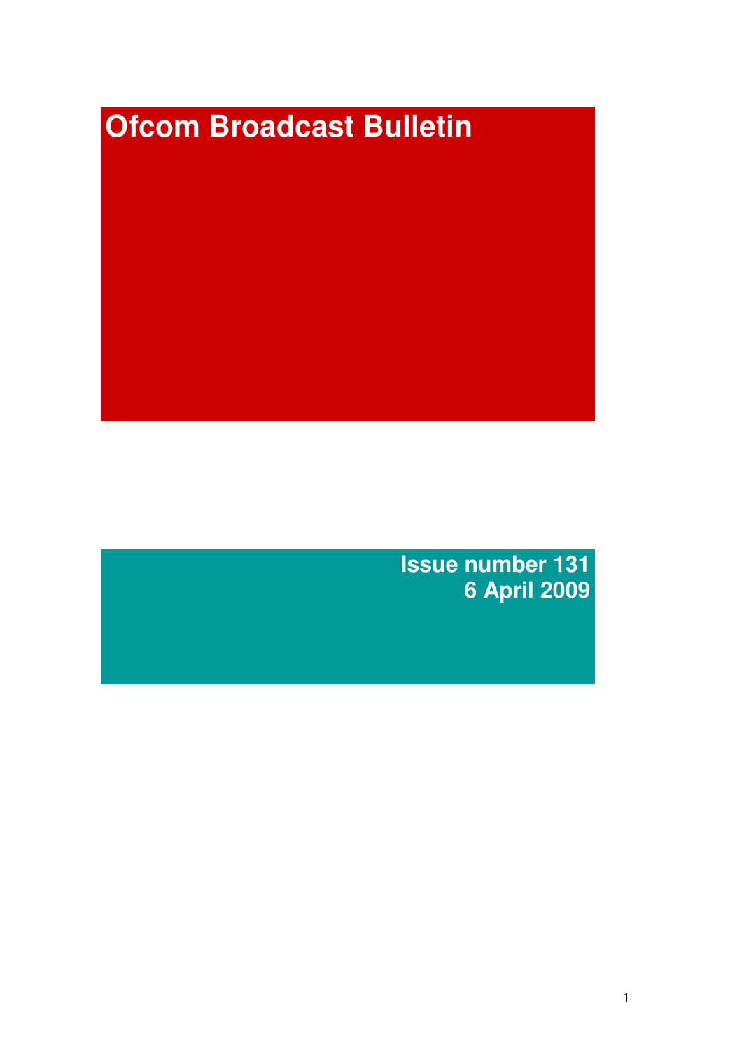# Ofcom Broadcast Bulletin

**Issue number 131**
**6 April 2009**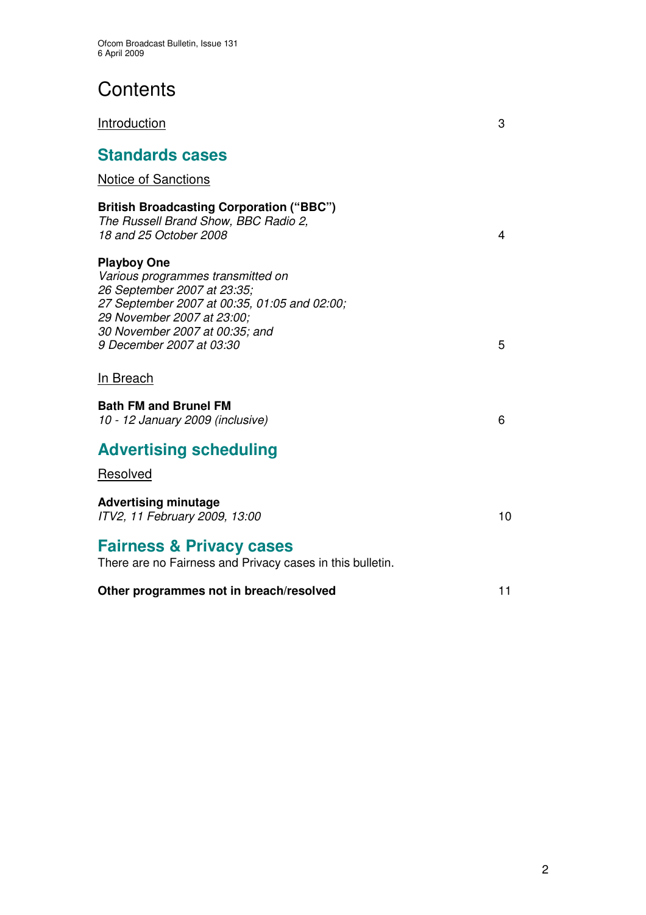# Contents

Introduction 3

## Standards cases

Notice of Sanctions

**British Broadcasting Corporation ("BBC")**
*The Russell Brand Show, BBC Radio 2,*
*18 and 25 October 2008* 4

**Playboy One**
*Various programmes transmitted on*
*26 September 2007 at 23:35;*
*27 September 2007 at 00:35, 01:05 and 02:00;*
*29 November 2007 at 23:00;*
*30 November 2007 at 00:35; and*
*9 December 2007 at 03:30* 5

In Breach

**Bath FM and Brunel FM**
*10 - 12 January 2009 (inclusive)* 6

## Advertising scheduling

Resolved

**Advertising minutage**
*ITV2, 11 February 2009, 13:00* 10

## Fairness & Privacy cases

There are no Fairness and Privacy cases in this bulletin.

**Other programmes not in breach/resolved** 11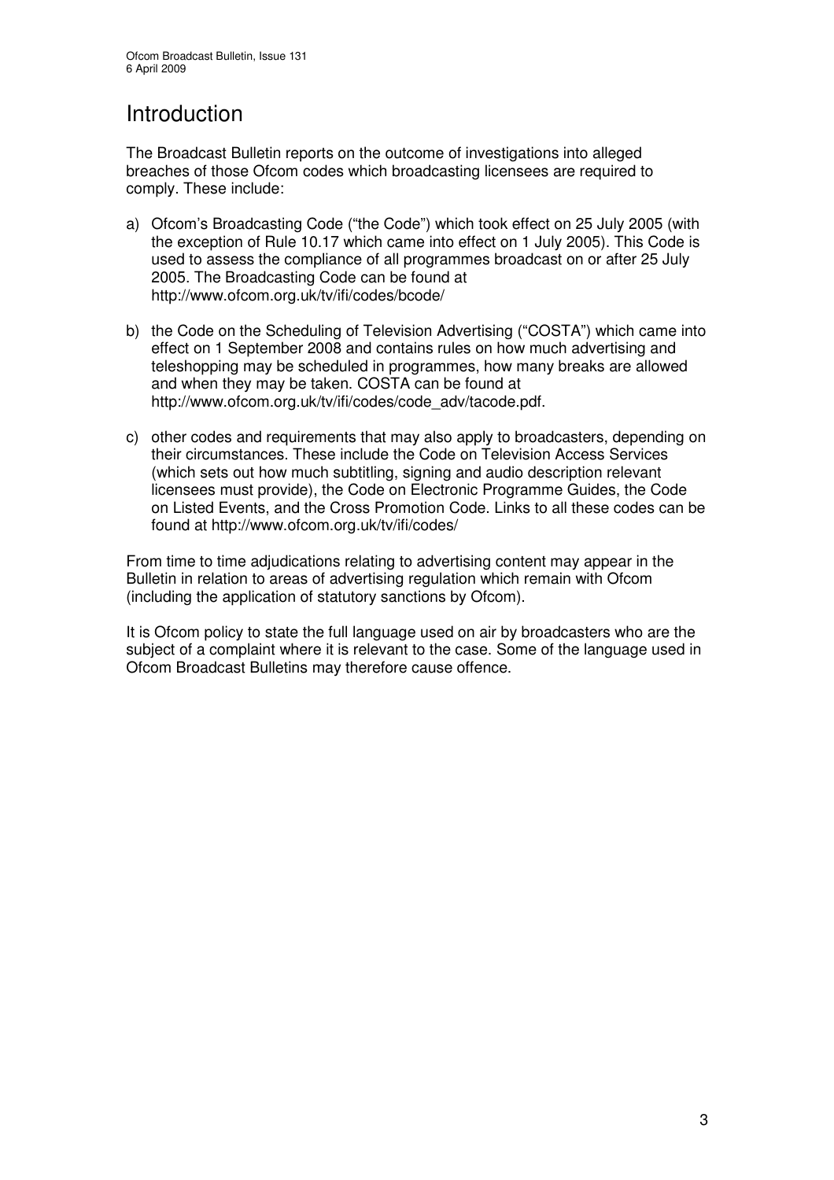# Introduction

The Broadcast Bulletin reports on the outcome of investigations into alleged breaches of those Ofcom codes which broadcasting licensees are required to comply. These include:

a) Ofcom's Broadcasting Code ("the Code") which took effect on 25 July 2005 (with the exception of Rule 10.17 which came into effect on 1 July 2005). This Code is used to assess the compliance of all programmes broadcast on or after 25 July 2005. The Broadcasting Code can be found at http://www.ofcom.org.uk/tv/ifi/codes/bcode/

b) the Code on the Scheduling of Television Advertising ("COSTA") which came into effect on 1 September 2008 and contains rules on how much advertising and teleshopping may be scheduled in programmes, how many breaks are allowed and when they may be taken. COSTA can be found at http://www.ofcom.org.uk/tv/ifi/codes/code_adv/tacode.pdf.

c) other codes and requirements that may also apply to broadcasters, depending on their circumstances. These include the Code on Television Access Services (which sets out how much subtitling, signing and audio description relevant licensees must provide), the Code on Electronic Programme Guides, the Code on Listed Events, and the Cross Promotion Code. Links to all these codes can be found at http://www.ofcom.org.uk/tv/ifi/codes/

From time to time adjudications relating to advertising content may appear in the Bulletin in relation to areas of advertising regulation which remain with Ofcom (including the application of statutory sanctions by Ofcom).

It is Ofcom policy to state the full language used on air by broadcasters who are the subject of a complaint where it is relevant to the case. Some of the language used in Ofcom Broadcast Bulletins may therefore cause offence.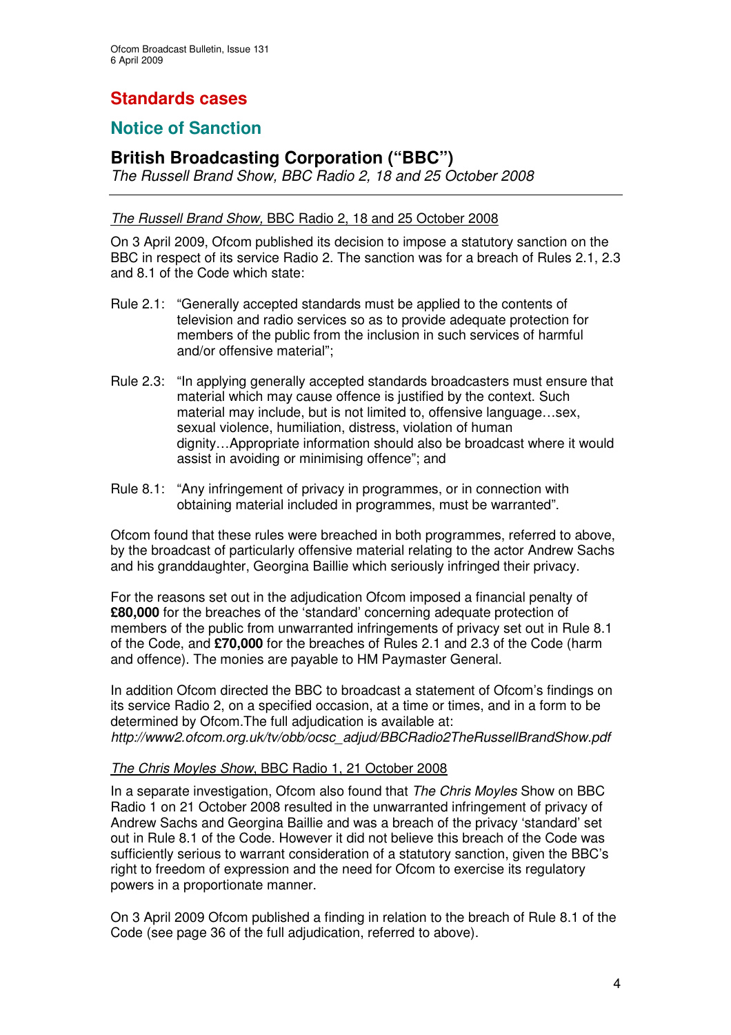## Standards cases

## Notice of Sanction

### British Broadcasting Corporation ("BBC")

*The Russell Brand Show, BBC Radio 2, 18 and 25 October 2008*

---

*The Russell Brand Show,* BBC Radio 2, 18 and 25 October 2008

On 3 April 2009, Ofcom published its decision to impose a statutory sanction on the BBC in respect of its service Radio 2. The sanction was for a breach of Rules 2.1, 2.3 and 8.1 of the Code which state:

Rule 2.1: "Generally accepted standards must be applied to the contents of television and radio services so as to provide adequate protection for members of the public from the inclusion in such services of harmful and/or offensive material";

Rule 2.3: "In applying generally accepted standards broadcasters must ensure that material which may cause offence is justified by the context. Such material may include, but is not limited to, offensive language…sex, sexual violence, humiliation, distress, violation of human dignity…Appropriate information should also be broadcast where it would assist in avoiding or minimising offence"; and

Rule 8.1: "Any infringement of privacy in programmes, or in connection with obtaining material included in programmes, must be warranted".

Ofcom found that these rules were breached in both programmes, referred to above, by the broadcast of particularly offensive material relating to the actor Andrew Sachs and his granddaughter, Georgina Baillie which seriously infringed their privacy.

For the reasons set out in the adjudication Ofcom imposed a financial penalty of **£80,000** for the breaches of the 'standard' concerning adequate protection of members of the public from unwarranted infringements of privacy set out in Rule 8.1 of the Code, and **£70,000** for the breaches of Rules 2.1 and 2.3 of the Code (harm and offence). The monies are payable to HM Paymaster General.

In addition Ofcom directed the BBC to broadcast a statement of Ofcom's findings on its service Radio 2, on a specified occasion, at a time or times, and in a form to be determined by Ofcom.The full adjudication is available at: *http://www2.ofcom.org.uk/tv/obb/ocsc_adjud/BBCRadio2TheRussellBrandShow.pdf*

*The Chris Moyles Show*, BBC Radio 1, 21 October 2008

In a separate investigation, Ofcom also found that *The Chris Moyles* Show on BBC Radio 1 on 21 October 2008 resulted in the unwarranted infringement of privacy of Andrew Sachs and Georgina Baillie and was a breach of the privacy 'standard' set out in Rule 8.1 of the Code. However it did not believe this breach of the Code was sufficiently serious to warrant consideration of a statutory sanction, given the BBC's right to freedom of expression and the need for Ofcom to exercise its regulatory powers in a proportionate manner.

On 3 April 2009 Ofcom published a finding in relation to the breach of Rule 8.1 of the Code (see page 36 of the full adjudication, referred to above).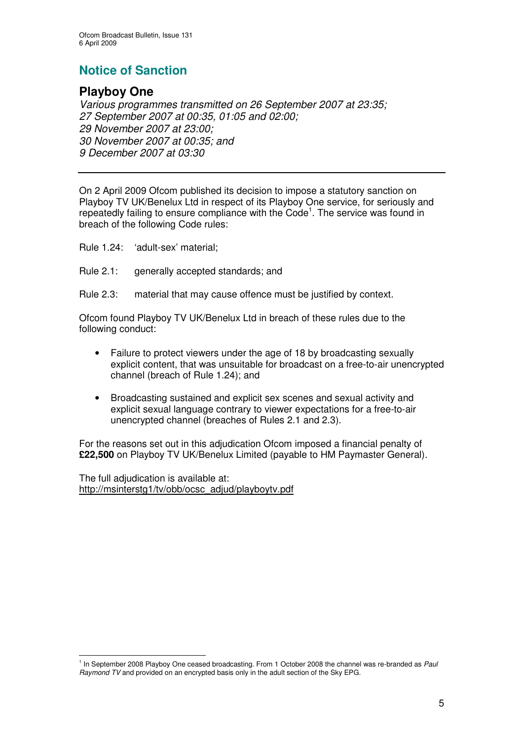## Notice of Sanction

### Playboy One

*Various programmes transmitted on 26 September 2007 at 23:35;*
*27 September 2007 at 00:35, 01:05 and 02:00;*
*29 November 2007 at 23:00;*
*30 November 2007 at 00:35; and*
*9 December 2007 at 03:30*

---

On 2 April 2009 Ofcom published its decision to impose a statutory sanction on Playboy TV UK/Benelux Ltd in respect of its Playboy One service, for seriously and repeatedly failing to ensure compliance with the Code[1]. The service was found in breach of the following Code rules:

Rule 1.24: 'adult-sex' material;

Rule 2.1: generally accepted standards; and

Rule 2.3: material that may cause offence must be justified by context.

Ofcom found Playboy TV UK/Benelux Ltd in breach of these rules due to the following conduct:

- Failure to protect viewers under the age of 18 by broadcasting sexually explicit content, that was unsuitable for broadcast on a free-to-air unencrypted channel (breach of Rule 1.24); and
- Broadcasting sustained and explicit sex scenes and sexual activity and explicit sexual language contrary to viewer expectations for a free-to-air unencrypted channel (breaches of Rules 2.1 and 2.3).

For the reasons set out in this adjudication Ofcom imposed a financial penalty of **£22,500** on Playboy TV UK/Benelux Limited (payable to HM Paymaster General).

The full adjudication is available at:
http://msinterstg1/tv/obb/ocsc_adjud/playboytv.pdf

[1] In September 2008 Playboy One ceased broadcasting. From 1 October 2008 the channel was re-branded as *Paul Raymond TV* and provided on an encrypted basis only in the adult section of the Sky EPG.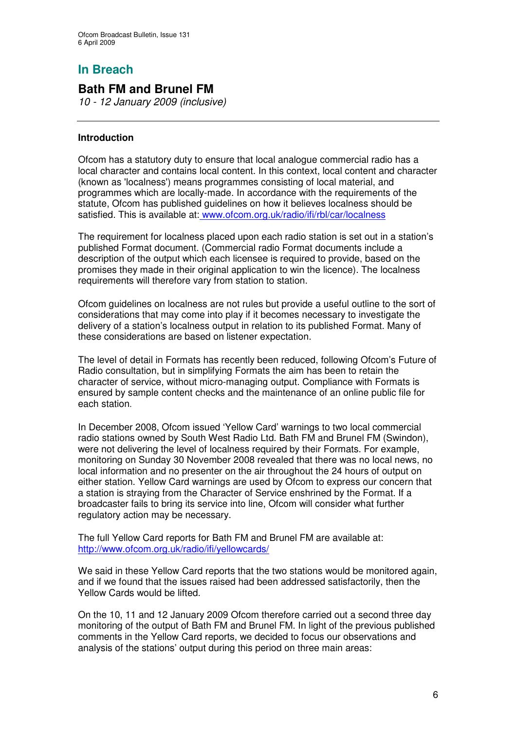## In Breach

### Bath FM and Brunel FM

*10 - 12 January 2009 (inclusive)*

---

**Introduction**

Ofcom has a statutory duty to ensure that local analogue commercial radio has a local character and contains local content. In this context, local content and character (known as 'localness') means programmes consisting of local material, and programmes which are locally-made. In accordance with the requirements of the statute, Ofcom has published guidelines on how it believes localness should be satisfied. This is available at: www.ofcom.org.uk/radio/ifi/rbl/car/localness

The requirement for localness placed upon each radio station is set out in a station's published Format document. (Commercial radio Format documents include a description of the output which each licensee is required to provide, based on the promises they made in their original application to win the licence). The localness requirements will therefore vary from station to station.

Ofcom guidelines on localness are not rules but provide a useful outline to the sort of considerations that may come into play if it becomes necessary to investigate the delivery of a station's localness output in relation to its published Format. Many of these considerations are based on listener expectation.

The level of detail in Formats has recently been reduced, following Ofcom's Future of Radio consultation, but in simplifying Formats the aim has been to retain the character of service, without micro-managing output. Compliance with Formats is ensured by sample content checks and the maintenance of an online public file for each station.

In December 2008, Ofcom issued 'Yellow Card' warnings to two local commercial radio stations owned by South West Radio Ltd. Bath FM and Brunel FM (Swindon), were not delivering the level of localness required by their Formats. For example, monitoring on Sunday 30 November 2008 revealed that there was no local news, no local information and no presenter on the air throughout the 24 hours of output on either station. Yellow Card warnings are used by Ofcom to express our concern that a station is straying from the Character of Service enshrined by the Format. If a broadcaster fails to bring its service into line, Ofcom will consider what further regulatory action may be necessary.

The full Yellow Card reports for Bath FM and Brunel FM are available at: http://www.ofcom.org.uk/radio/ifi/yellowcards/

We said in these Yellow Card reports that the two stations would be monitored again, and if we found that the issues raised had been addressed satisfactorily, then the Yellow Cards would be lifted.

On the 10, 11 and 12 January 2009 Ofcom therefore carried out a second three day monitoring of the output of Bath FM and Brunel FM. In light of the previous published comments in the Yellow Card reports, we decided to focus our observations and analysis of the stations' output during this period on three main areas: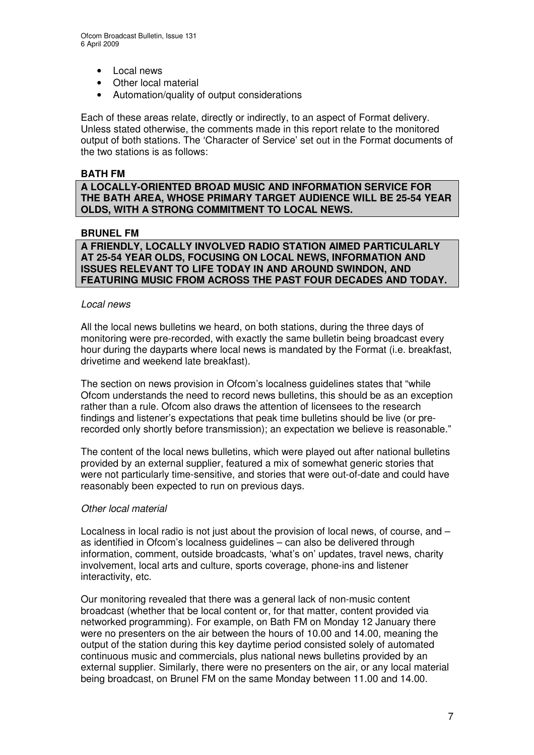- Local news
- Other local material
- Automation/quality of output considerations

Each of these areas relate, directly or indirectly, to an aspect of Format delivery. Unless stated otherwise, the comments made in this report relate to the monitored output of both stations. The 'Character of Service' set out in the Format documents of the two stations is as follows:

**BATH FM**

**A LOCALLY-ORIENTED BROAD MUSIC AND INFORMATION SERVICE FOR THE BATH AREA, WHOSE PRIMARY TARGET AUDIENCE WILL BE 25-54 YEAR OLDS, WITH A STRONG COMMITMENT TO LOCAL NEWS.**

**BRUNEL FM**

**A FRIENDLY, LOCALLY INVOLVED RADIO STATION AIMED PARTICULARLY AT 25-54 YEAR OLDS, FOCUSING ON LOCAL NEWS, INFORMATION AND ISSUES RELEVANT TO LIFE TODAY IN AND AROUND SWINDON, AND FEATURING MUSIC FROM ACROSS THE PAST FOUR DECADES AND TODAY.**

*Local news*

All the local news bulletins we heard, on both stations, during the three days of monitoring were pre-recorded, with exactly the same bulletin being broadcast every hour during the dayparts where local news is mandated by the Format (i.e. breakfast, drivetime and weekend late breakfast).

The section on news provision in Ofcom's localness guidelines states that "while Ofcom understands the need to record news bulletins, this should be as an exception rather than a rule. Ofcom also draws the attention of licensees to the research findings and listener's expectations that peak time bulletins should be live (or pre-recorded only shortly before transmission); an expectation we believe is reasonable."

The content of the local news bulletins, which were played out after national bulletins provided by an external supplier, featured a mix of somewhat generic stories that were not particularly time-sensitive, and stories that were out-of-date and could have reasonably been expected to run on previous days.

*Other local material*

Localness in local radio is not just about the provision of local news, of course, and – as identified in Ofcom's localness guidelines – can also be delivered through information, comment, outside broadcasts, 'what's on' updates, travel news, charity involvement, local arts and culture, sports coverage, phone-ins and listener interactivity, etc.

Our monitoring revealed that there was a general lack of non-music content broadcast (whether that be local content or, for that matter, content provided via networked programming). For example, on Bath FM on Monday 12 January there were no presenters on the air between the hours of 10.00 and 14.00, meaning the output of the station during this key daytime period consisted solely of automated continuous music and commercials, plus national news bulletins provided by an external supplier. Similarly, there were no presenters on the air, or any local material being broadcast, on Brunel FM on the same Monday between 11.00 and 14.00.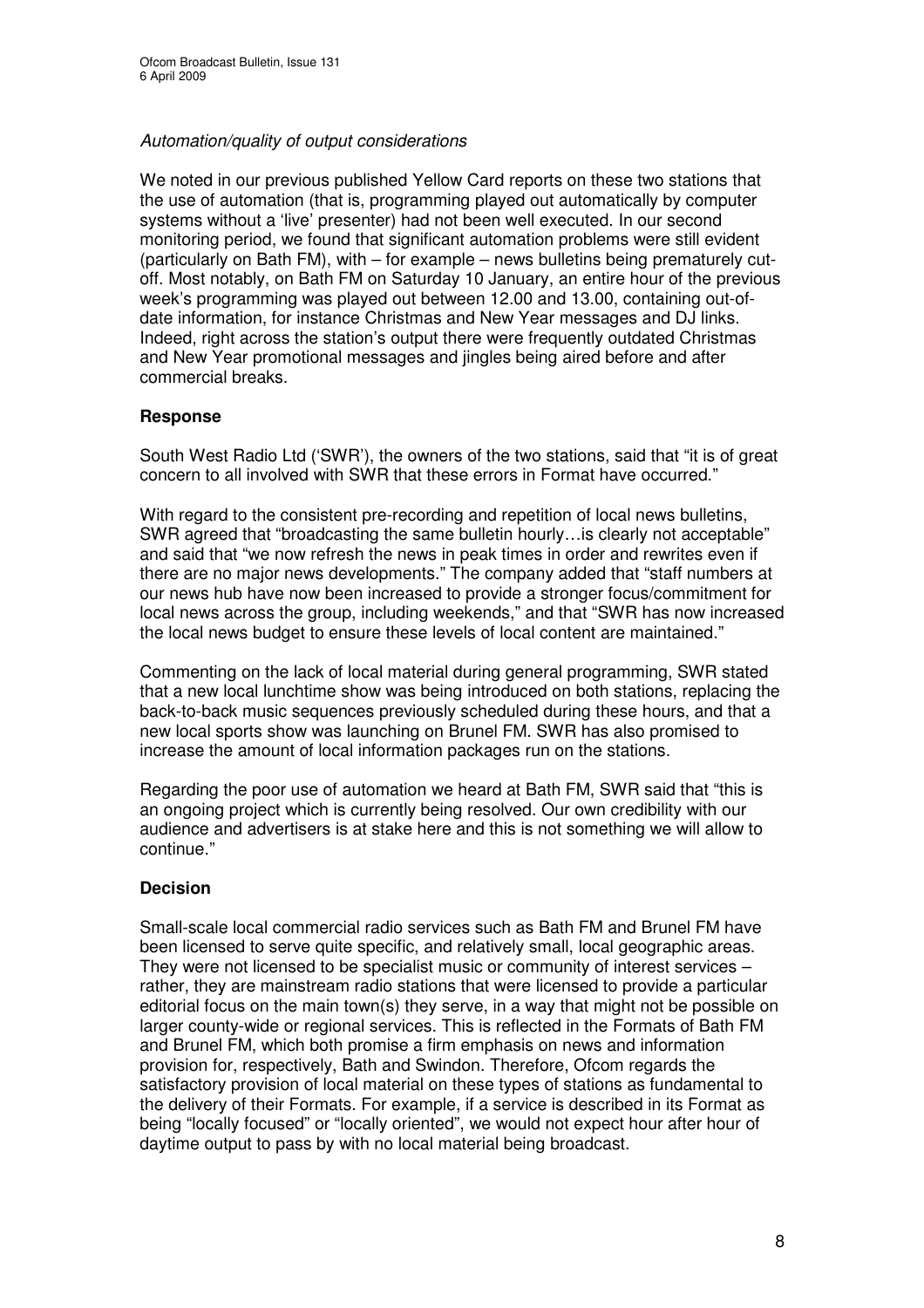*Automation/quality of output considerations*

We noted in our previous published Yellow Card reports on these two stations that the use of automation (that is, programming played out automatically by computer systems without a 'live' presenter) had not been well executed. In our second monitoring period, we found that significant automation problems were still evident (particularly on Bath FM), with – for example – news bulletins being prematurely cut-off. Most notably, on Bath FM on Saturday 10 January, an entire hour of the previous week's programming was played out between 12.00 and 13.00, containing out-of-date information, for instance Christmas and New Year messages and DJ links. Indeed, right across the station's output there were frequently outdated Christmas and New Year promotional messages and jingles being aired before and after commercial breaks.

### Response

South West Radio Ltd ('SWR'), the owners of the two stations, said that "it is of great concern to all involved with SWR that these errors in Format have occurred."

With regard to the consistent pre-recording and repetition of local news bulletins, SWR agreed that "broadcasting the same bulletin hourly…is clearly not acceptable" and said that "we now refresh the news in peak times in order and rewrites even if there are no major news developments." The company added that "staff numbers at our news hub have now been increased to provide a stronger focus/commitment for local news across the group, including weekends," and that "SWR has now increased the local news budget to ensure these levels of local content are maintained."

Commenting on the lack of local material during general programming, SWR stated that a new local lunchtime show was being introduced on both stations, replacing the back-to-back music sequences previously scheduled during these hours, and that a new local sports show was launching on Brunel FM. SWR has also promised to increase the amount of local information packages run on the stations.

Regarding the poor use of automation we heard at Bath FM, SWR said that "this is an ongoing project which is currently being resolved. Our own credibility with our audience and advertisers is at stake here and this is not something we will allow to continue."

### Decision

Small-scale local commercial radio services such as Bath FM and Brunel FM have been licensed to serve quite specific, and relatively small, local geographic areas. They were not licensed to be specialist music or community of interest services – rather, they are mainstream radio stations that were licensed to provide a particular editorial focus on the main town(s) they serve, in a way that might not be possible on larger county-wide or regional services. This is reflected in the Formats of Bath FM and Brunel FM, which both promise a firm emphasis on news and information provision for, respectively, Bath and Swindon. Therefore, Ofcom regards the satisfactory provision of local material on these types of stations as fundamental to the delivery of their Formats. For example, if a service is described in its Format as being "locally focused" or "locally oriented", we would not expect hour after hour of daytime output to pass by with no local material being broadcast.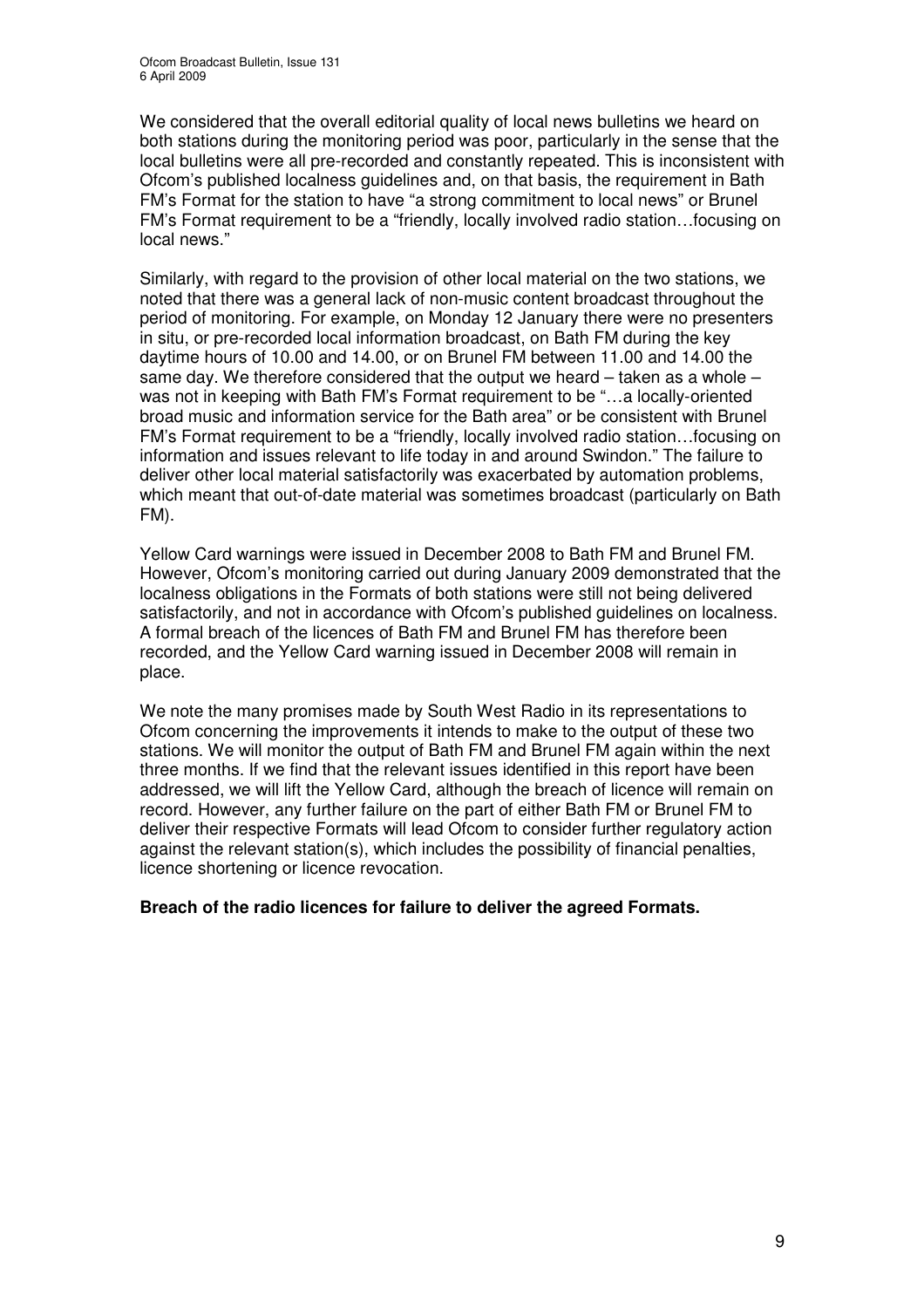We considered that the overall editorial quality of local news bulletins we heard on both stations during the monitoring period was poor, particularly in the sense that the local bulletins were all pre-recorded and constantly repeated. This is inconsistent with Ofcom's published localness guidelines and, on that basis, the requirement in Bath FM's Format for the station to have "a strong commitment to local news" or Brunel FM's Format requirement to be a "friendly, locally involved radio station…focusing on local news."

Similarly, with regard to the provision of other local material on the two stations, we noted that there was a general lack of non-music content broadcast throughout the period of monitoring. For example, on Monday 12 January there were no presenters in situ, or pre-recorded local information broadcast, on Bath FM during the key daytime hours of 10.00 and 14.00, or on Brunel FM between 11.00 and 14.00 the same day. We therefore considered that the output we heard – taken as a whole – was not in keeping with Bath FM's Format requirement to be "…a locally-oriented broad music and information service for the Bath area" or be consistent with Brunel FM's Format requirement to be a "friendly, locally involved radio station…focusing on information and issues relevant to life today in and around Swindon." The failure to deliver other local material satisfactorily was exacerbated by automation problems, which meant that out-of-date material was sometimes broadcast (particularly on Bath FM).

Yellow Card warnings were issued in December 2008 to Bath FM and Brunel FM. However, Ofcom's monitoring carried out during January 2009 demonstrated that the localness obligations in the Formats of both stations were still not being delivered satisfactorily, and not in accordance with Ofcom's published guidelines on localness. A formal breach of the licences of Bath FM and Brunel FM has therefore been recorded, and the Yellow Card warning issued in December 2008 will remain in place.

We note the many promises made by South West Radio in its representations to Ofcom concerning the improvements it intends to make to the output of these two stations. We will monitor the output of Bath FM and Brunel FM again within the next three months. If we find that the relevant issues identified in this report have been addressed, we will lift the Yellow Card, although the breach of licence will remain on record. However, any further failure on the part of either Bath FM or Brunel FM to deliver their respective Formats will lead Ofcom to consider further regulatory action against the relevant station(s), which includes the possibility of financial penalties, licence shortening or licence revocation.

**Breach of the radio licences for failure to deliver the agreed Formats.**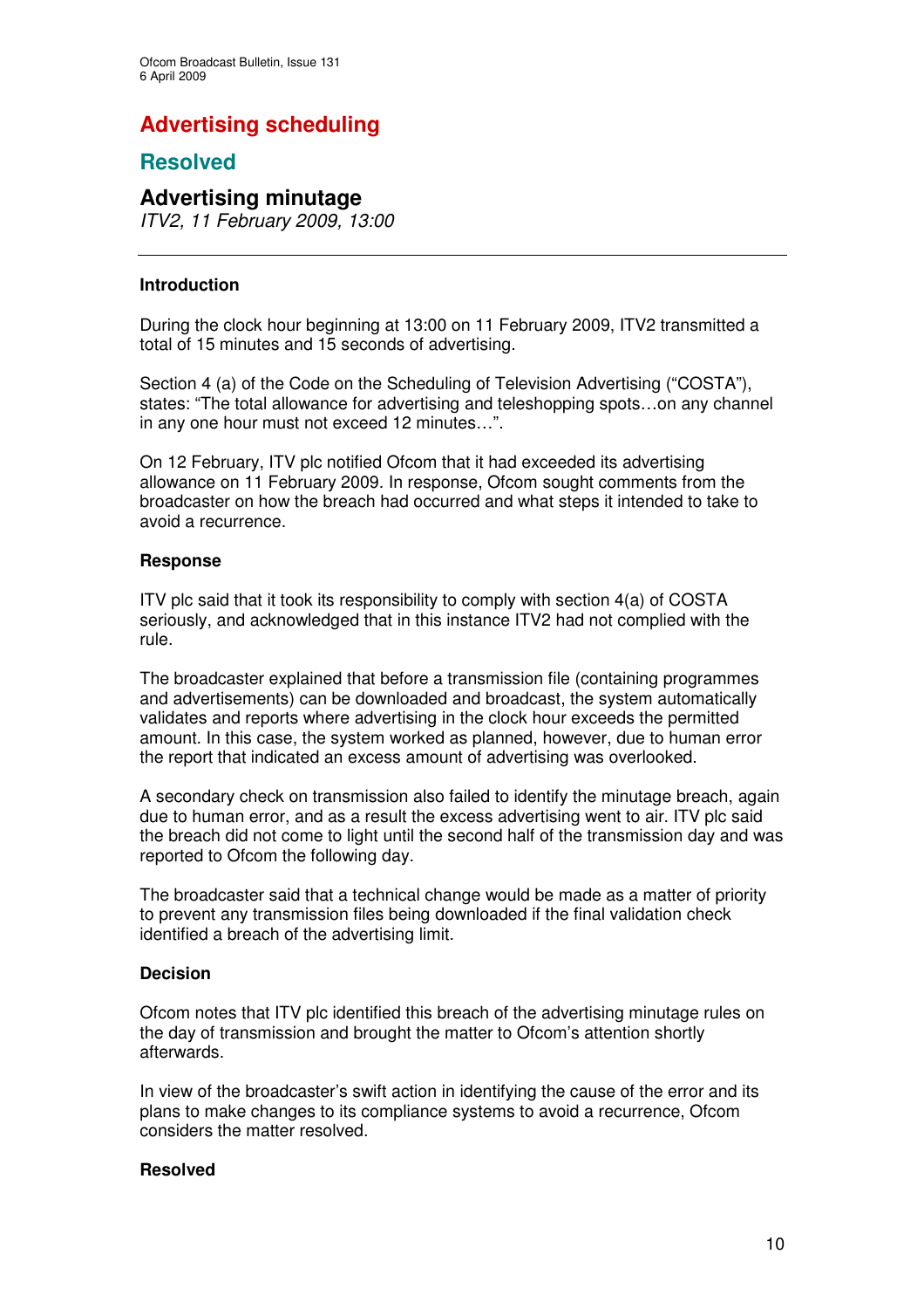# Advertising scheduling

## Resolved

### Advertising minutage

*ITV2, 11 February 2009, 13:00*

---

**Introduction**

During the clock hour beginning at 13:00 on 11 February 2009, ITV2 transmitted a total of 15 minutes and 15 seconds of advertising.

Section 4 (a) of the Code on the Scheduling of Television Advertising ("COSTA"), states: "The total allowance for advertising and teleshopping spots…on any channel in any one hour must not exceed 12 minutes…".

On 12 February, ITV plc notified Ofcom that it had exceeded its advertising allowance on 11 February 2009. In response, Ofcom sought comments from the broadcaster on how the breach had occurred and what steps it intended to take to avoid a recurrence.

**Response**

ITV plc said that it took its responsibility to comply with section 4(a) of COSTA seriously, and acknowledged that in this instance ITV2 had not complied with the rule.

The broadcaster explained that before a transmission file (containing programmes and advertisements) can be downloaded and broadcast, the system automatically validates and reports where advertising in the clock hour exceeds the permitted amount. In this case, the system worked as planned, however, due to human error the report that indicated an excess amount of advertising was overlooked.

A secondary check on transmission also failed to identify the minutage breach, again due to human error, and as a result the excess advertising went to air. ITV plc said the breach did not come to light until the second half of the transmission day and was reported to Ofcom the following day.

The broadcaster said that a technical change would be made as a matter of priority to prevent any transmission files being downloaded if the final validation check identified a breach of the advertising limit.

**Decision**

Ofcom notes that ITV plc identified this breach of the advertising minutage rules on the day of transmission and brought the matter to Ofcom's attention shortly afterwards.

In view of the broadcaster's swift action in identifying the cause of the error and its plans to make changes to its compliance systems to avoid a recurrence, Ofcom considers the matter resolved.

**Resolved**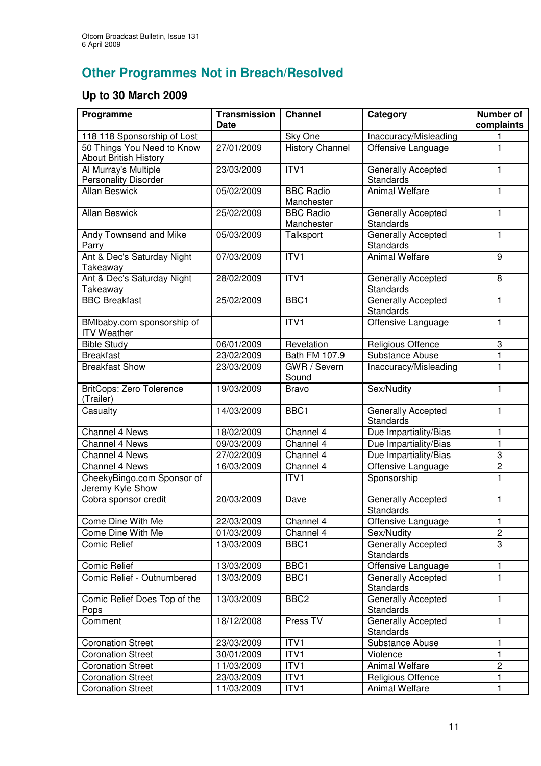## Other Programmes Not in Breach/Resolved

### Up to 30 March 2009

| Programme | Transmission Date | Channel | Category | Number of complaints |
|---|---|---|---|---|
| 118 118 Sponsorship of Lost | | Sky One | Inaccuracy/Misleading | 1 |
| 50 Things You Need to Know About British History | 27/01/2009 | History Channel | Offensive Language | 1 |
| Al Murray's Multiple Personality Disorder | 23/03/2009 | ITV1 | Generally Accepted Standards | 1 |
| Allan Beswick | 05/02/2009 | BBC Radio Manchester | Animal Welfare | 1 |
| Allan Beswick | 25/02/2009 | BBC Radio Manchester | Generally Accepted Standards | 1 |
| Andy Townsend and Mike Parry | 05/03/2009 | Talksport | Generally Accepted Standards | 1 |
| Ant & Dec's Saturday Night Takeaway | 07/03/2009 | ITV1 | Animal Welfare | 9 |
| Ant & Dec's Saturday Night Takeaway | 28/02/2009 | ITV1 | Generally Accepted Standards | 8 |
| BBC Breakfast | 25/02/2009 | BBC1 | Generally Accepted Standards | 1 |
| BMIbaby.com sponsorship of ITV Weather | | ITV1 | Offensive Language | 1 |
| Bible Study | 06/01/2009 | Revelation | Religious Offence | 3 |
| Breakfast | 23/02/2009 | Bath FM 107.9 | Substance Abuse | 1 |
| Breakfast Show | 23/03/2009 | GWR / Severn Sound | Inaccuracy/Misleading | 1 |
| BritCops: Zero Tolerence (Trailer) | 19/03/2009 | Bravo | Sex/Nudity | 1 |
| Casualty | 14/03/2009 | BBC1 | Generally Accepted Standards | 1 |
| Channel 4 News | 18/02/2009 | Channel 4 | Due Impartiality/Bias | 1 |
| Channel 4 News | 09/03/2009 | Channel 4 | Due Impartiality/Bias | 1 |
| Channel 4 News | 27/02/2009 | Channel 4 | Due Impartiality/Bias | 3 |
| Channel 4 News | 16/03/2009 | Channel 4 | Offensive Language | 2 |
| CheekyBingo.com Sponsor of Jeremy Kyle Show | | ITV1 | Sponsorship | 1 |
| Cobra sponsor credit | 20/03/2009 | Dave | Generally Accepted Standards | 1 |
| Come Dine With Me | 22/03/2009 | Channel 4 | Offensive Language | 1 |
| Come Dine With Me | 01/03/2009 | Channel 4 | Sex/Nudity | 2 |
| Comic Relief | 13/03/2009 | BBC1 | Generally Accepted Standards | 3 |
| Comic Relief | 13/03/2009 | BBC1 | Offensive Language | 1 |
| Comic Relief - Outnumbered | 13/03/2009 | BBC1 | Generally Accepted Standards | 1 |
| Comic Relief Does Top of the Pops | 13/03/2009 | BBC2 | Generally Accepted Standards | 1 |
| Comment | 18/12/2008 | Press TV | Generally Accepted Standards | 1 |
| Coronation Street | 23/03/2009 | ITV1 | Substance Abuse | 1 |
| Coronation Street | 30/01/2009 | ITV1 | Violence | 1 |
| Coronation Street | 11/03/2009 | ITV1 | Animal Welfare | 2 |
| Coronation Street | 23/03/2009 | ITV1 | Religious Offence | 1 |
| Coronation Street | 11/03/2009 | ITV1 | Animal Welfare | 1 |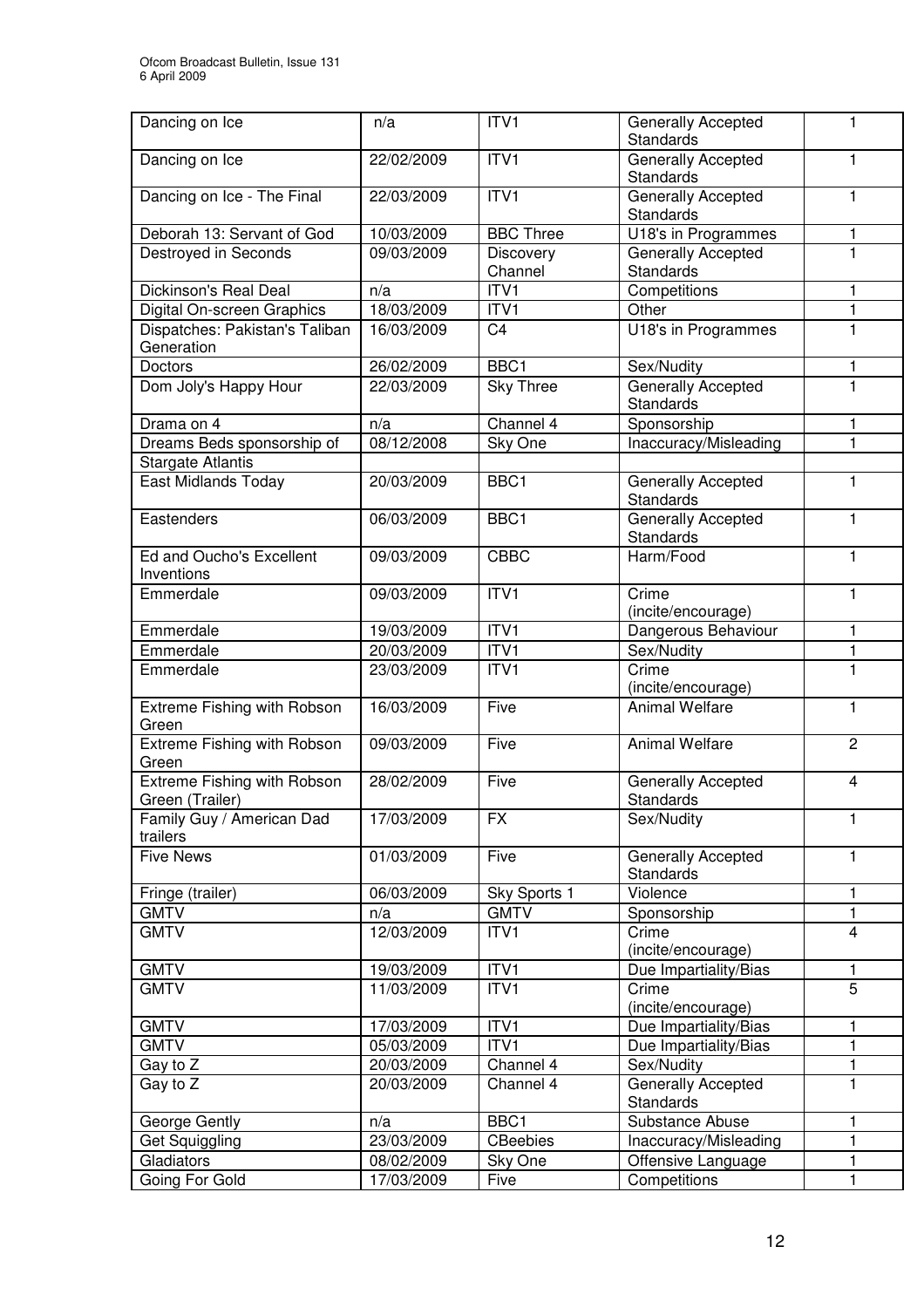| Dancing on Ice | n/a | ITV1 | Generally Accepted Standards | 1 |
|---|---|---|---|---|
| Dancing on Ice | 22/02/2009 | ITV1 | Generally Accepted Standards | 1 |
| Dancing on Ice - The Final | 22/03/2009 | ITV1 | Generally Accepted Standards | 1 |
| Deborah 13: Servant of God | 10/03/2009 | BBC Three | U18's in Programmes | 1 |
| Destroyed in Seconds | 09/03/2009 | Discovery Channel | Generally Accepted Standards | 1 |
| Dickinson's Real Deal | n/a | ITV1 | Competitions | 1 |
| Digital On-screen Graphics | 18/03/2009 | ITV1 | Other | 1 |
| Dispatches: Pakistan's Taliban Generation | 16/03/2009 | C4 | U18's in Programmes | 1 |
| Doctors | 26/02/2009 | BBC1 | Sex/Nudity | 1 |
| Dom Joly's Happy Hour | 22/03/2009 | Sky Three | Generally Accepted Standards | 1 |
| Drama on 4 | n/a | Channel 4 | Sponsorship | 1 |
| Dreams Beds sponsorship of Stargate Atlantis | 08/12/2008 | Sky One | Inaccuracy/Misleading | 1 |
| East Midlands Today | 20/03/2009 | BBC1 | Generally Accepted Standards | 1 |
| Eastenders | 06/03/2009 | BBC1 | Generally Accepted Standards | 1 |
| Ed and Oucho's Excellent Inventions | 09/03/2009 | CBBC | Harm/Food | 1 |
| Emmerdale | 09/03/2009 | ITV1 | Crime (incite/encourage) | 1 |
| Emmerdale | 19/03/2009 | ITV1 | Dangerous Behaviour | 1 |
| Emmerdale | 20/03/2009 | ITV1 | Sex/Nudity | 1 |
| Emmerdale | 23/03/2009 | ITV1 | Crime (incite/encourage) | 1 |
| Extreme Fishing with Robson Green | 16/03/2009 | Five | Animal Welfare | 1 |
| Extreme Fishing with Robson Green | 09/03/2009 | Five | Animal Welfare | 2 |
| Extreme Fishing with Robson Green (Trailer) | 28/02/2009 | Five | Generally Accepted Standards | 4 |
| Family Guy / American Dad trailers | 17/03/2009 | FX | Sex/Nudity | 1 |
| Five News | 01/03/2009 | Five | Generally Accepted Standards | 1 |
| Fringe (trailer) | 06/03/2009 | Sky Sports 1 | Violence | 1 |
| GMTV | n/a | GMTV | Sponsorship | 1 |
| GMTV | 12/03/2009 | ITV1 | Crime (incite/encourage) | 4 |
| GMTV | 19/03/2009 | ITV1 | Due Impartiality/Bias | 1 |
| GMTV | 11/03/2009 | ITV1 | Crime (incite/encourage) | 5 |
| GMTV | 17/03/2009 | ITV1 | Due Impartiality/Bias | 1 |
| GMTV | 05/03/2009 | ITV1 | Due Impartiality/Bias | 1 |
| Gay to Z | 20/03/2009 | Channel 4 | Sex/Nudity | 1 |
| Gay to Z | 20/03/2009 | Channel 4 | Generally Accepted Standards | 1 |
| George Gently | n/a | BBC1 | Substance Abuse | 1 |
| Get Squiggling | 23/03/2009 | CBeebies | Inaccuracy/Misleading | 1 |
| Gladiators | 08/02/2009 | Sky One | Offensive Language | 1 |
| Going For Gold | 17/03/2009 | Five | Competitions | 1 |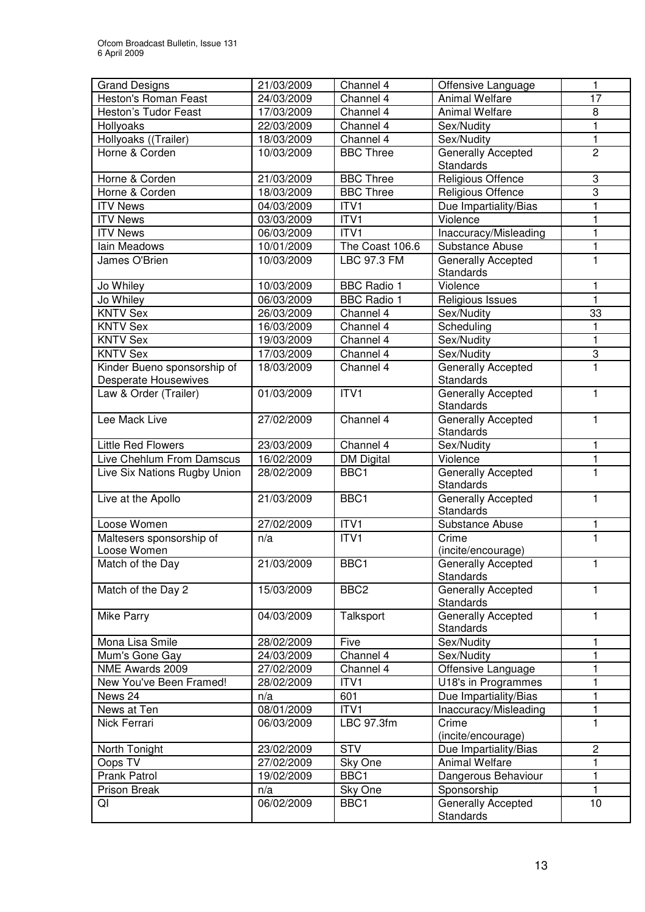| Grand Designs | 21/03/2009 | Channel 4 | Offensive Language | 1 |
|---|---|---|---|---|
| Heston's Roman Feast | 24/03/2009 | Channel 4 | Animal Welfare | 17 |
| Heston's Tudor Feast | 17/03/2009 | Channel 4 | Animal Welfare | 8 |
| Hollyoaks | 22/03/2009 | Channel 4 | Sex/Nudity | 1 |
| Hollyoaks ((Trailer) | 18/03/2009 | Channel 4 | Sex/Nudity | 1 |
| Horne & Corden | 10/03/2009 | BBC Three | Generally Accepted Standards | 2 |
| Horne & Corden | 21/03/2009 | BBC Three | Religious Offence | 3 |
| Horne & Corden | 18/03/2009 | BBC Three | Religious Offence | 3 |
| ITV News | 04/03/2009 | ITV1 | Due Impartiality/Bias | 1 |
| ITV News | 03/03/2009 | ITV1 | Violence | 1 |
| ITV News | 06/03/2009 | ITV1 | Inaccuracy/Misleading | 1 |
| Iain Meadows | 10/01/2009 | The Coast 106.6 | Substance Abuse | 1 |
| James O'Brien | 10/03/2009 | LBC 97.3 FM | Generally Accepted Standards | 1 |
| Jo Whiley | 10/03/2009 | BBC Radio 1 | Violence | 1 |
| Jo Whiley | 06/03/2009 | BBC Radio 1 | Religious Issues | 1 |
| KNTV Sex | 26/03/2009 | Channel 4 | Sex/Nudity | 33 |
| KNTV Sex | 16/03/2009 | Channel 4 | Scheduling | 1 |
| KNTV Sex | 19/03/2009 | Channel 4 | Sex/Nudity | 1 |
| KNTV Sex | 17/03/2009 | Channel 4 | Sex/Nudity | 3 |
| Kinder Bueno sponsorship of Desperate Housewives | 18/03/2009 | Channel 4 | Generally Accepted Standards | 1 |
| Law & Order (Trailer) | 01/03/2009 | ITV1 | Generally Accepted Standards | 1 |
| Lee Mack Live | 27/02/2009 | Channel 4 | Generally Accepted Standards | 1 |
| Little Red Flowers | 23/03/2009 | Channel 4 | Sex/Nudity | 1 |
| Live Chehlum From Damscus | 16/02/2009 | DM Digital | Violence | 1 |
| Live Six Nations Rugby Union | 28/02/2009 | BBC1 | Generally Accepted Standards | 1 |
| Live at the Apollo | 21/03/2009 | BBC1 | Generally Accepted Standards | 1 |
| Loose Women | 27/02/2009 | ITV1 | Substance Abuse | 1 |
| Maltesers sponsorship of Loose Women | n/a | ITV1 | Crime (incite/encourage) | 1 |
| Match of the Day | 21/03/2009 | BBC1 | Generally Accepted Standards | 1 |
| Match of the Day 2 | 15/03/2009 | BBC2 | Generally Accepted Standards | 1 |
| Mike Parry | 04/03/2009 | Talksport | Generally Accepted Standards | 1 |
| Mona Lisa Smile | 28/02/2009 | Five | Sex/Nudity | 1 |
| Mum's Gone Gay | 24/03/2009 | Channel 4 | Sex/Nudity | 1 |
| NME Awards 2009 | 27/02/2009 | Channel 4 | Offensive Language | 1 |
| New You've Been Framed! | 28/02/2009 | ITV1 | U18's in Programmes | 1 |
| News 24 | n/a | 601 | Due Impartiality/Bias | 1 |
| News at Ten | 08/01/2009 | ITV1 | Inaccuracy/Misleading | 1 |
| Nick Ferrari | 06/03/2009 | LBC 97.3fm | Crime (incite/encourage) | 1 |
| North Tonight | 23/02/2009 | STV | Due Impartiality/Bias | 2 |
| Oops TV | 27/02/2009 | Sky One | Animal Welfare | 1 |
| Prank Patrol | 19/02/2009 | BBC1 | Dangerous Behaviour | 1 |
| Prison Break | n/a | Sky One | Sponsorship | 1 |
| QI | 06/02/2009 | BBC1 | Generally Accepted Standards | 10 |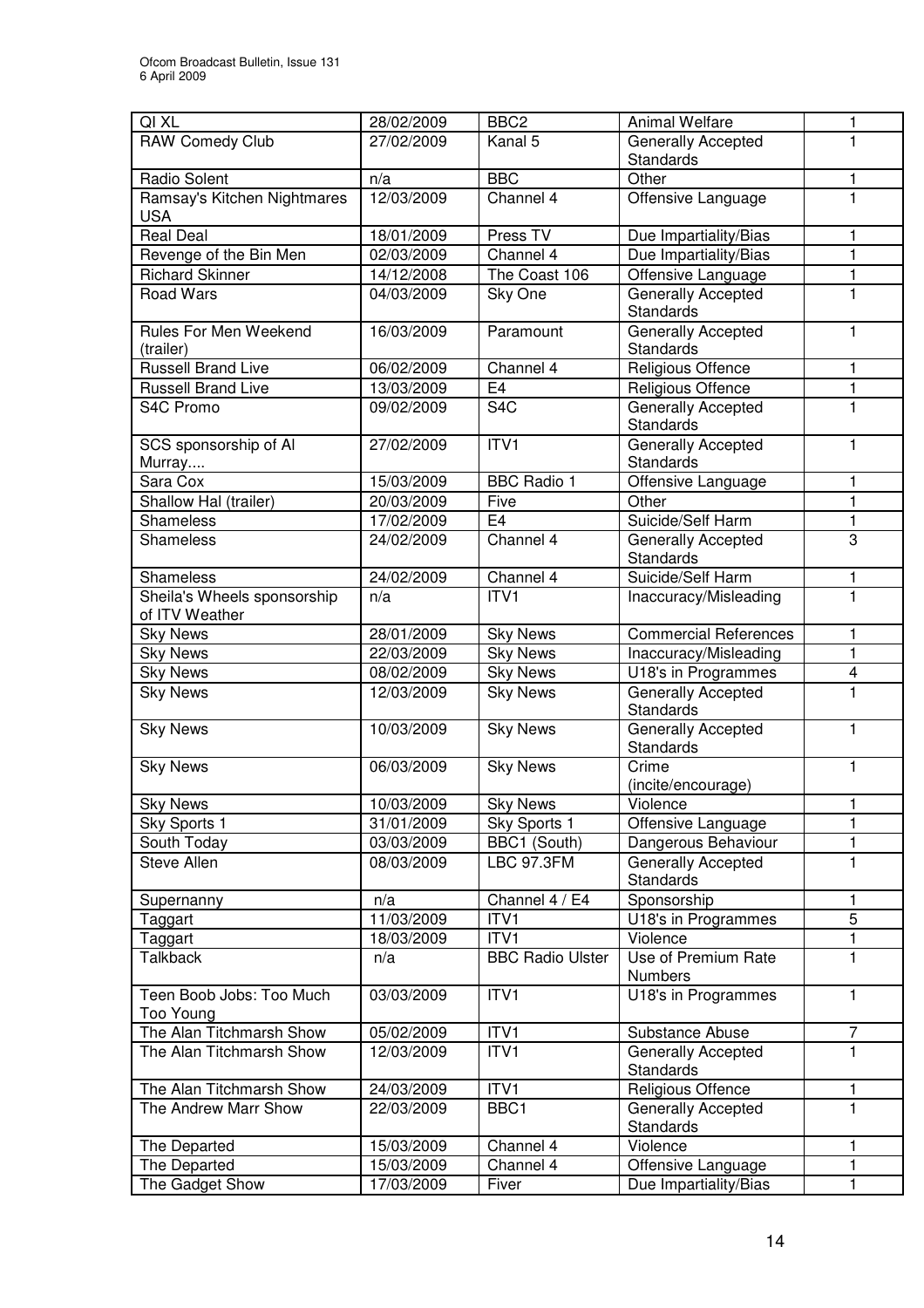| QI XL | 28/02/2009 | BBC2 | Animal Welfare | 1 |
|---|---|---|---|---|
| RAW Comedy Club | 27/02/2009 | Kanal 5 | Generally Accepted Standards | 1 |
| Radio Solent | n/a | BBC | Other | 1 |
| Ramsay's Kitchen Nightmares USA | 12/03/2009 | Channel 4 | Offensive Language | 1 |
| Real Deal | 18/01/2009 | Press TV | Due Impartiality/Bias | 1 |
| Revenge of the Bin Men | 02/03/2009 | Channel 4 | Due Impartiality/Bias | 1 |
| Richard Skinner | 14/12/2008 | The Coast 106 | Offensive Language | 1 |
| Road Wars | 04/03/2009 | Sky One | Generally Accepted Standards | 1 |
| Rules For Men Weekend (trailer) | 16/03/2009 | Paramount | Generally Accepted Standards | 1 |
| Russell Brand Live | 06/02/2009 | Channel 4 | Religious Offence | 1 |
| Russell Brand Live | 13/03/2009 | E4 | Religious Offence | 1 |
| S4C Promo | 09/02/2009 | S4C | Generally Accepted Standards | 1 |
| SCS sponsorship of Al Murray.... | 27/02/2009 | ITV1 | Generally Accepted Standards | 1 |
| Sara Cox | 15/03/2009 | BBC Radio 1 | Offensive Language | 1 |
| Shallow Hal (trailer) | 20/03/2009 | Five | Other | 1 |
| Shameless | 17/02/2009 | E4 | Suicide/Self Harm | 1 |
| Shameless | 24/02/2009 | Channel 4 | Generally Accepted Standards | 3 |
| Shameless | 24/02/2009 | Channel 4 | Suicide/Self Harm | 1 |
| Sheila's Wheels sponsorship of ITV Weather | n/a | ITV1 | Inaccuracy/Misleading | 1 |
| Sky News | 28/01/2009 | Sky News | Commercial References | 1 |
| Sky News | 22/03/2009 | Sky News | Inaccuracy/Misleading | 1 |
| Sky News | 08/02/2009 | Sky News | U18's in Programmes | 4 |
| Sky News | 12/03/2009 | Sky News | Generally Accepted Standards | 1 |
| Sky News | 10/03/2009 | Sky News | Generally Accepted Standards | 1 |
| Sky News | 06/03/2009 | Sky News | Crime (incite/encourage) | 1 |
| Sky News | 10/03/2009 | Sky News | Violence | 1 |
| Sky Sports 1 | 31/01/2009 | Sky Sports 1 | Offensive Language | 1 |
| South Today | 03/03/2009 | BBC1 (South) | Dangerous Behaviour | 1 |
| Steve Allen | 08/03/2009 | LBC 97.3FM | Generally Accepted Standards | 1 |
| Supernanny | n/a | Channel 4 / E4 | Sponsorship | 1 |
| Taggart | 11/03/2009 | ITV1 | U18's in Programmes | 5 |
| Taggart | 18/03/2009 | ITV1 | Violence | 1 |
| Talkback | n/a | BBC Radio Ulster | Use of Premium Rate Numbers | 1 |
| Teen Boob Jobs: Too Much Too Young | 03/03/2009 | ITV1 | U18's in Programmes | 1 |
| The Alan Titchmarsh Show | 05/02/2009 | ITV1 | Substance Abuse | 7 |
| The Alan Titchmarsh Show | 12/03/2009 | ITV1 | Generally Accepted Standards | 1 |
| The Alan Titchmarsh Show | 24/03/2009 | ITV1 | Religious Offence | 1 |
| The Andrew Marr Show | 22/03/2009 | BBC1 | Generally Accepted Standards | 1 |
| The Departed | 15/03/2009 | Channel 4 | Violence | 1 |
| The Departed | 15/03/2009 | Channel 4 | Offensive Language | 1 |
| The Gadget Show | 17/03/2009 | Fiver | Due Impartiality/Bias | 1 |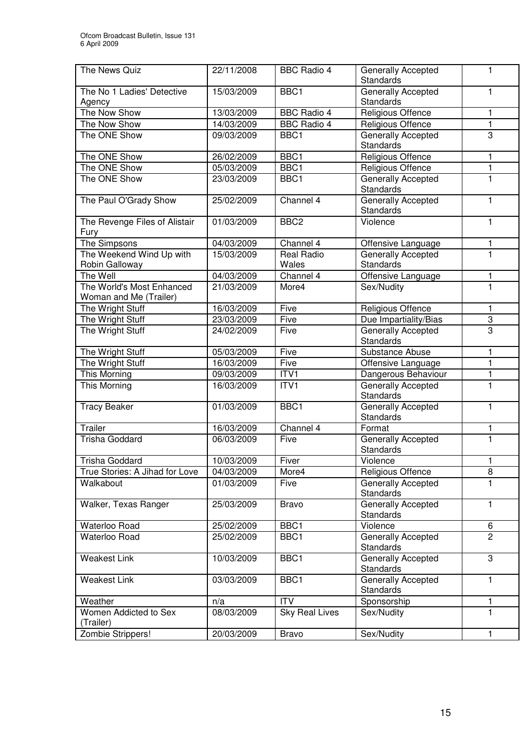| | | | | |
|---|---|---|---|---|
| The News Quiz | 22/11/2008 | BBC Radio 4 | Generally Accepted Standards | 1 |
| The No 1 Ladies' Detective Agency | 15/03/2009 | BBC1 | Generally Accepted Standards | 1 |
| The Now Show | 13/03/2009 | BBC Radio 4 | Religious Offence | 1 |
| The Now Show | 14/03/2009 | BBC Radio 4 | Religious Offence | 1 |
| The ONE Show | 09/03/2009 | BBC1 | Generally Accepted Standards | 3 |
| The ONE Show | 26/02/2009 | BBC1 | Religious Offence | 1 |
| The ONE Show | 05/03/2009 | BBC1 | Religious Offence | 1 |
| The ONE Show | 23/03/2009 | BBC1 | Generally Accepted Standards | 1 |
| The Paul O'Grady Show | 25/02/2009 | Channel 4 | Generally Accepted Standards | 1 |
| The Revenge Files of Alistair Fury | 01/03/2009 | BBC2 | Violence | 1 |
| The Simpsons | 04/03/2009 | Channel 4 | Offensive Language | 1 |
| The Weekend Wind Up with Robin Galloway | 15/03/2009 | Real Radio Wales | Generally Accepted Standards | 1 |
| The Well | 04/03/2009 | Channel 4 | Offensive Language | 1 |
| The World's Most Enhanced Woman and Me (Trailer) | 21/03/2009 | More4 | Sex/Nudity | 1 |
| The Wright Stuff | 16/03/2009 | Five | Religious Offence | 1 |
| The Wright Stuff | 23/03/2009 | Five | Due Impartiality/Bias | 3 |
| The Wright Stuff | 24/02/2009 | Five | Generally Accepted Standards | 3 |
| The Wright Stuff | 05/03/2009 | Five | Substance Abuse | 1 |
| The Wright Stuff | 16/03/2009 | Five | Offensive Language | 1 |
| This Morning | 09/03/2009 | ITV1 | Dangerous Behaviour | 1 |
| This Morning | 16/03/2009 | ITV1 | Generally Accepted Standards | 1 |
| Tracy Beaker | 01/03/2009 | BBC1 | Generally Accepted Standards | 1 |
| Trailer | 16/03/2009 | Channel 4 | Format | 1 |
| Trisha Goddard | 06/03/2009 | Five | Generally Accepted Standards | 1 |
| Trisha Goddard | 10/03/2009 | Fiver | Violence | 1 |
| True Stories: A Jihad for Love | 04/03/2009 | More4 | Religious Offence | 8 |
| Walkabout | 01/03/2009 | Five | Generally Accepted Standards | 1 |
| Walker, Texas Ranger | 25/03/2009 | Bravo | Generally Accepted Standards | 1 |
| Waterloo Road | 25/02/2009 | BBC1 | Violence | 6 |
| Waterloo Road | 25/02/2009 | BBC1 | Generally Accepted Standards | 2 |
| Weakest Link | 10/03/2009 | BBC1 | Generally Accepted Standards | 3 |
| Weakest Link | 03/03/2009 | BBC1 | Generally Accepted Standards | 1 |
| Weather | n/a | ITV | Sponsorship | 1 |
| Women Addicted to Sex (Trailer) | 08/03/2009 | Sky Real Lives | Sex/Nudity | 1 |
| Zombie Strippers! | 20/03/2009 | Bravo | Sex/Nudity | 1 |